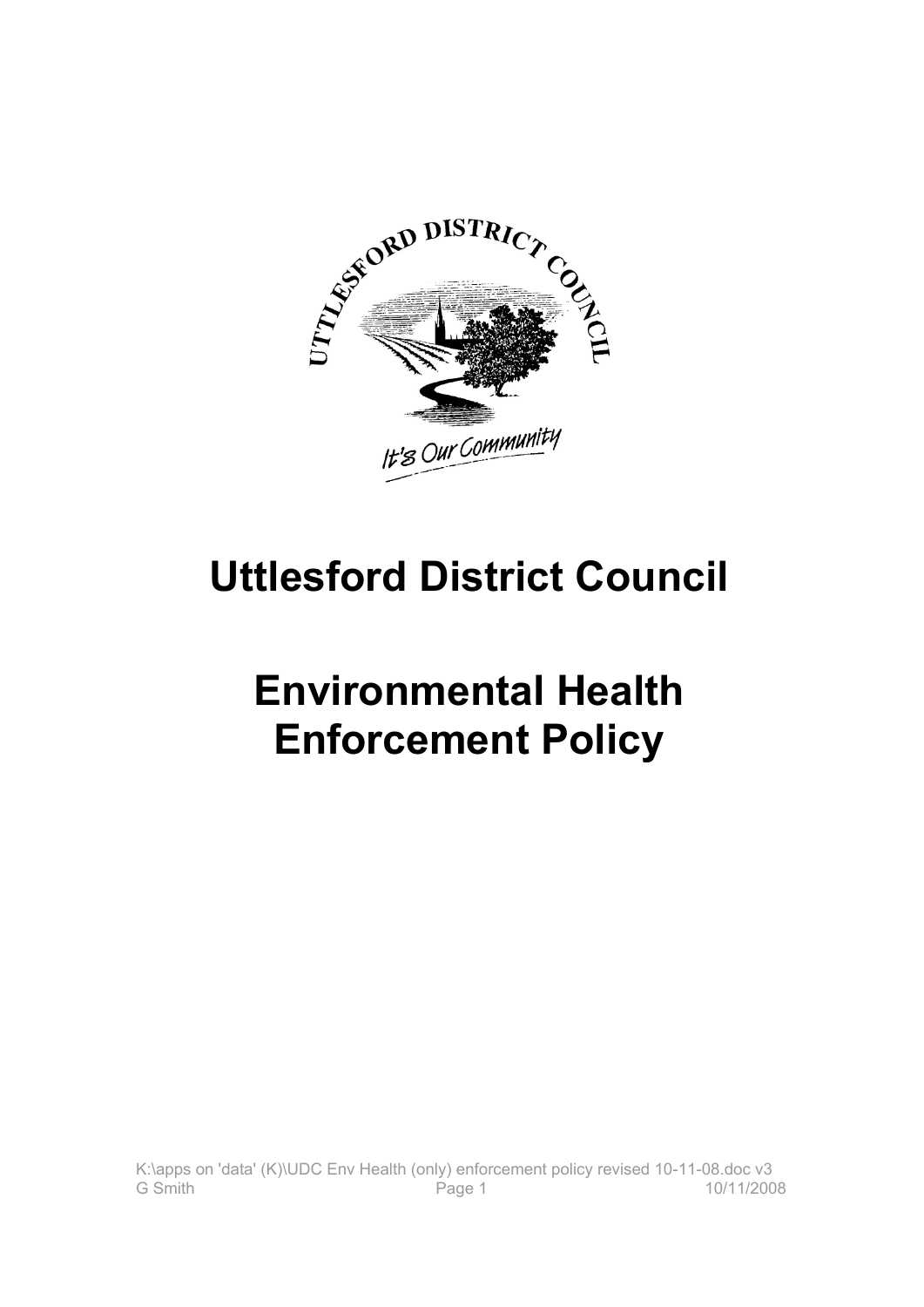# Uttlesford District Council

# Environmental Health Enforcement Policy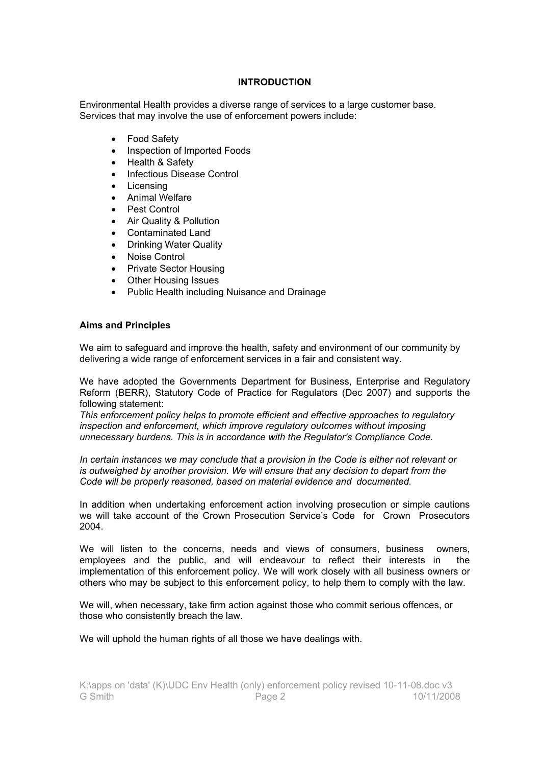# INTRODUCTION

Environmental Health provides a diverse range of services to a large customer base. Services that may involve the use of enforcement powers include:

- Food Safety
- Inspection of Imported Foods
- Health & Safety
- Infectious Disease Control
- Licensing
- Animal Welfare
- Pest Control
- Air Quality & Pollution
- Contaminated Land
- Drinking Water Quality
- Noise Control
- Private Sector Housing
- Other Housing Issues
- Public Health including Nuisance and Drainage

## Aims and Principles

We aim to safeguard and improve the health, safety and environment of our community by delivering a wide range of enforcement services in a fair and consistent way.

We have adopted the Governments Department for Business, Enterprise and Regulatory Reform (BERR), Statutory Code of Practice for Regulators (Dec 2007) and supports the following statement:
*This enforcement policy helps to promote efficient and effective approaches to regulatory inspection and enforcement, which improve regulatory outcomes without imposing unnecessary burdens. This is in accordance with the Regulator's Compliance Code.*

*In certain instances we may conclude that a provision in the Code is either not relevant or is outweighed by another provision. We will ensure that any decision to depart from the Code will be properly reasoned, based on material evidence and documented.*

In addition when undertaking enforcement action involving prosecution or simple cautions we will take account of the Crown Prosecution Service's Code for Crown Prosecutors 2004.

We will listen to the concerns, needs and views of consumers, business owners, employees and the public, and will endeavour to reflect their interests in the implementation of this enforcement policy. We will work closely with all business owners or others who may be subject to this enforcement policy, to help them to comply with the law.

We will, when necessary, take firm action against those who commit serious offences, or those who consistently breach the law.

We will uphold the human rights of all those we have dealings with.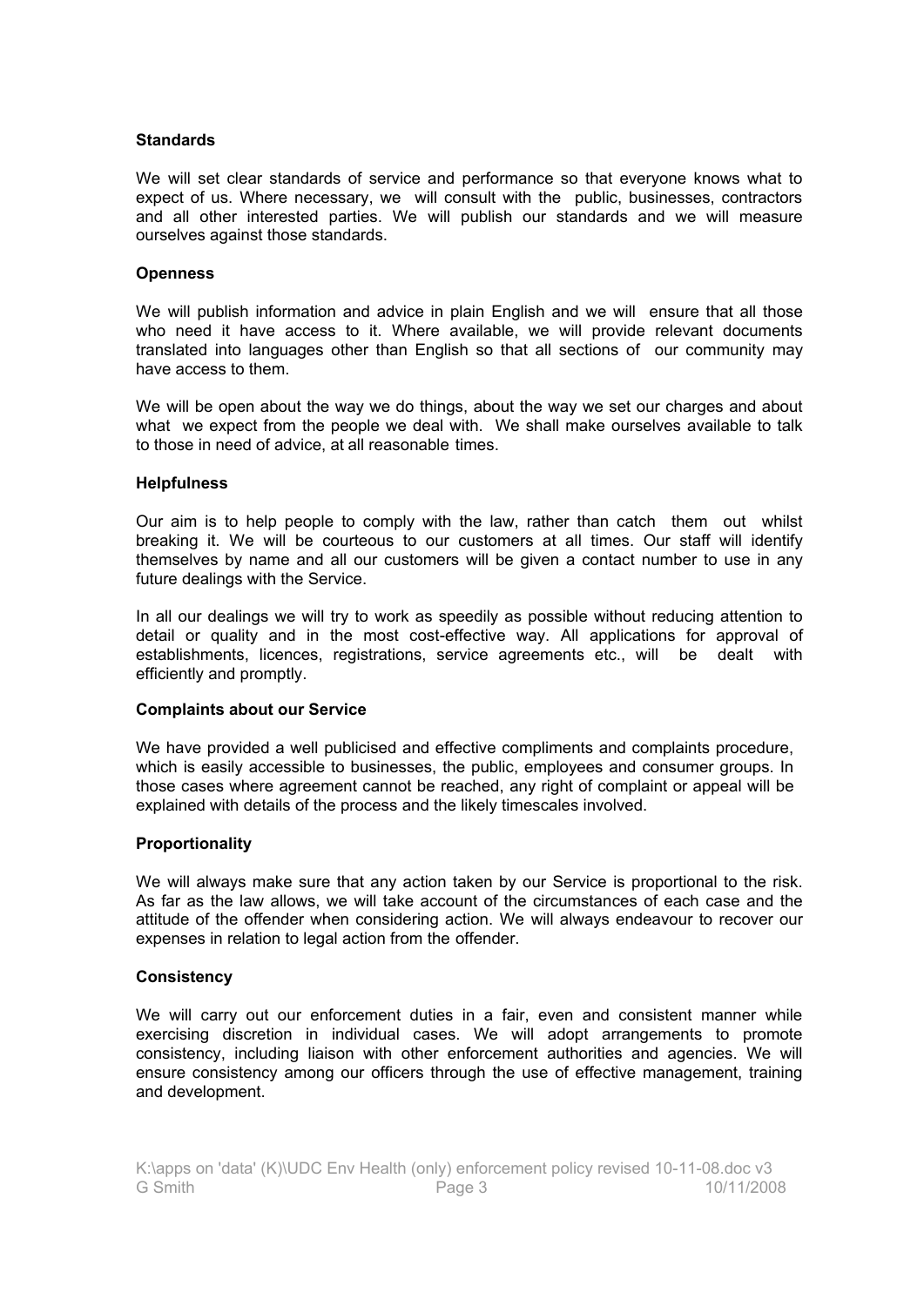**Standards**

We will set clear standards of service and performance so that everyone knows what to expect of us. Where necessary, we will consult with the public, businesses, contractors and all other interested parties. We will publish our standards and we will measure ourselves against those standards.

**Openness**

We will publish information and advice in plain English and we will ensure that all those who need it have access to it. Where available, we will provide relevant documents translated into languages other than English so that all sections of our community may have access to them.

We will be open about the way we do things, about the way we set our charges and about what we expect from the people we deal with. We shall make ourselves available to talk to those in need of advice, at all reasonable times.

**Helpfulness**

Our aim is to help people to comply with the law, rather than catch them out whilst breaking it. We will be courteous to our customers at all times. Our staff will identify themselves by name and all our customers will be given a contact number to use in any future dealings with the Service.

In all our dealings we will try to work as speedily as possible without reducing attention to detail or quality and in the most cost-effective way. All applications for approval of establishments, licences, registrations, service agreements etc., will be dealt with efficiently and promptly.

**Complaints about our Service**

We have provided a well publicised and effective compliments and complaints procedure, which is easily accessible to businesses, the public, employees and consumer groups. In those cases where agreement cannot be reached, any right of complaint or appeal will be explained with details of the process and the likely timescales involved.

**Proportionality**

We will always make sure that any action taken by our Service is proportional to the risk. As far as the law allows, we will take account of the circumstances of each case and the attitude of the offender when considering action. We will always endeavour to recover our expenses in relation to legal action from the offender.

**Consistency**

We will carry out our enforcement duties in a fair, even and consistent manner while exercising discretion in individual cases. We will adopt arrangements to promote consistency, including liaison with other enforcement authorities and agencies. We will ensure consistency among our officers through the use of effective management, training and development.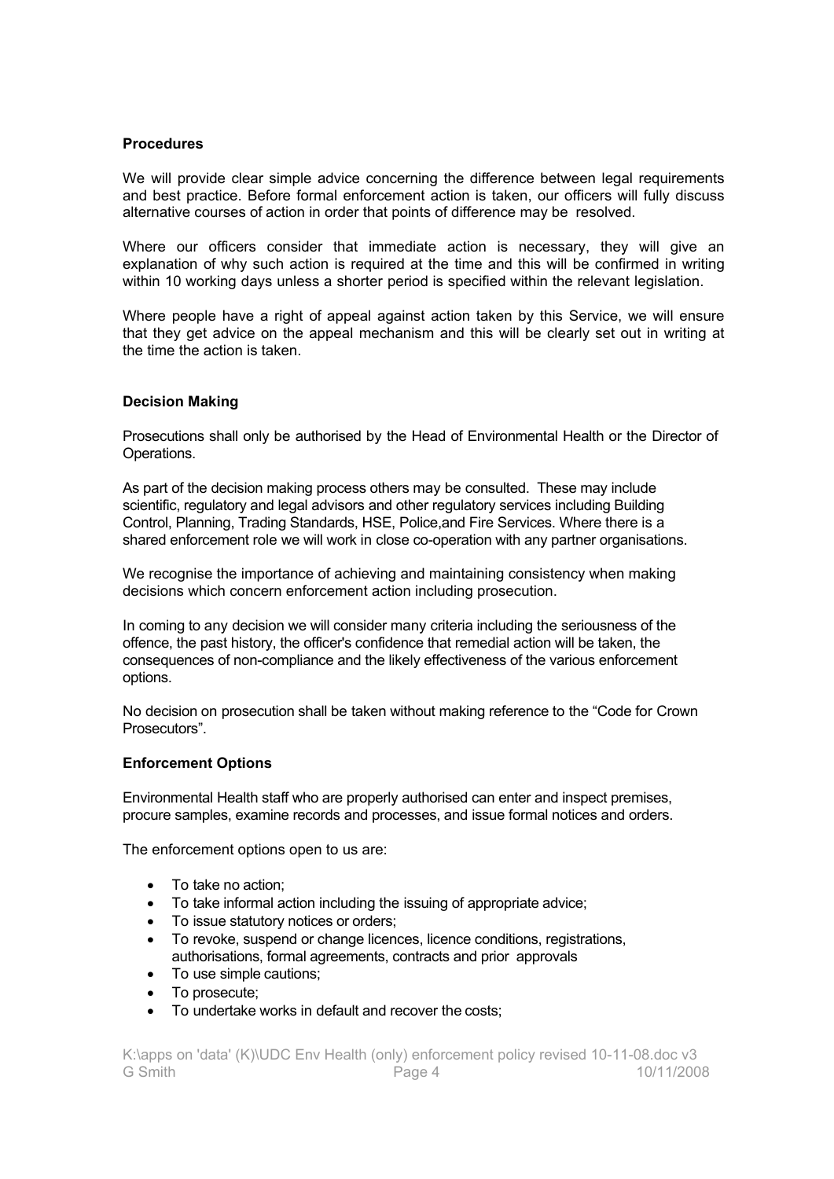**Procedures**

We will provide clear simple advice concerning the difference between legal requirements and best practice. Before formal enforcement action is taken, our officers will fully discuss alternative courses of action in order that points of difference may be resolved.

Where our officers consider that immediate action is necessary, they will give an explanation of why such action is required at the time and this will be confirmed in writing within 10 working days unless a shorter period is specified within the relevant legislation.

Where people have a right of appeal against action taken by this Service, we will ensure that they get advice on the appeal mechanism and this will be clearly set out in writing at the time the action is taken.

**Decision Making**

Prosecutions shall only be authorised by the Head of Environmental Health or the Director of Operations.

As part of the decision making process others may be consulted. These may include scientific, regulatory and legal advisors and other regulatory services including Building Control, Planning, Trading Standards, HSE, Police,and Fire Services. Where there is a shared enforcement role we will work in close co-operation with any partner organisations.

We recognise the importance of achieving and maintaining consistency when making decisions which concern enforcement action including prosecution.

In coming to any decision we will consider many criteria including the seriousness of the offence, the past history, the officer's confidence that remedial action will be taken, the consequences of non-compliance and the likely effectiveness of the various enforcement options.

No decision on prosecution shall be taken without making reference to the “Code for Crown Prosecutors”.

**Enforcement Options**

Environmental Health staff who are properly authorised can enter and inspect premises, procure samples, examine records and processes, and issue formal notices and orders.

The enforcement options open to us are:

- To take no action;
- To take informal action including the issuing of appropriate advice;
- To issue statutory notices or orders;
- To revoke, suspend or change licences, licence conditions, registrations, authorisations, formal agreements, contracts and prior approvals
- To use simple cautions;
- To prosecute;
- To undertake works in default and recover the costs;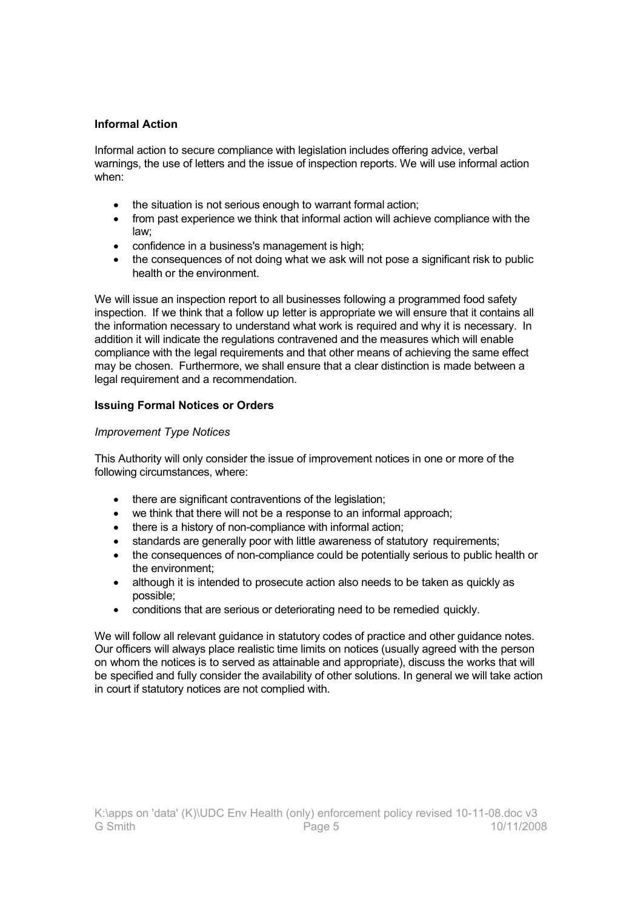**Informal Action**

Informal action to secure compliance with legislation includes offering advice, verbal warnings, the use of letters and the issue of inspection reports. We will use informal action when:

- the situation is not serious enough to warrant formal action;
- from past experience we think that informal action will achieve compliance with the law;
- confidence in a business's management is high;
- the consequences of not doing what we ask will not pose a significant risk to public health or the environment.

We will issue an inspection report to all businesses following a programmed food safety inspection. If we think that a follow up letter is appropriate we will ensure that it contains all the information necessary to understand what work is required and why it is necessary. In addition it will indicate the regulations contravened and the measures which will enable compliance with the legal requirements and that other means of achieving the same effect may be chosen. Furthermore, we shall ensure that a clear distinction is made between a legal requirement and a recommendation.

**Issuing Formal Notices or Orders**

*Improvement Type Notices*

This Authority will only consider the issue of improvement notices in one or more of the following circumstances, where:

- there are significant contraventions of the legislation;
- we think that there will not be a response to an informal approach;
- there is a history of non-compliance with informal action;
- standards are generally poor with little awareness of statutory requirements;
- the consequences of non-compliance could be potentially serious to public health or the environment;
- although it is intended to prosecute action also needs to be taken as quickly as possible;
- conditions that are serious or deteriorating need to be remedied quickly.

We will follow all relevant guidance in statutory codes of practice and other guidance notes. Our officers will always place realistic time limits on notices (usually agreed with the person on whom the notices is to served as attainable and appropriate), discuss the works that will be specified and fully consider the availability of other solutions. In general we will take action in court if statutory notices are not complied with.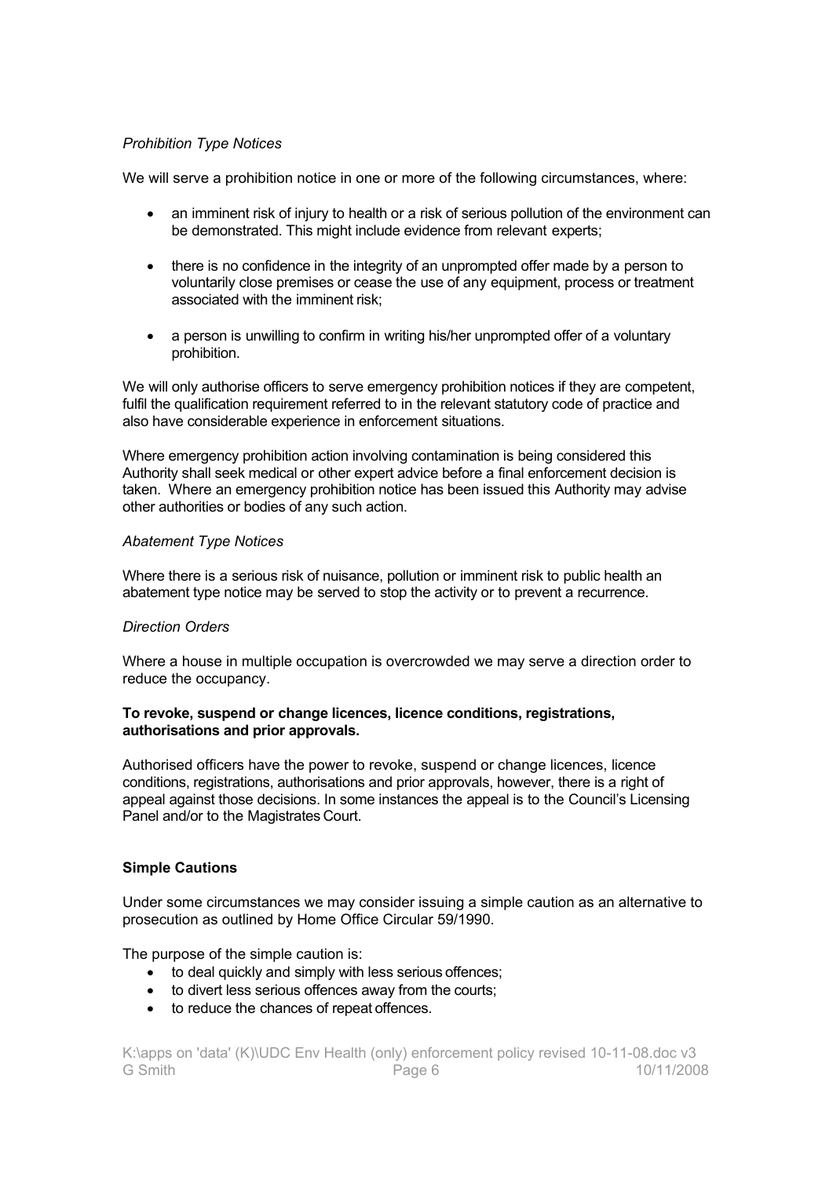*Prohibition Type Notices*

We will serve a prohibition notice in one or more of the following circumstances, where:

- an imminent risk of injury to health or a risk of serious pollution of the environment can be demonstrated. This might include evidence from relevant experts;
- there is no confidence in the integrity of an unprompted offer made by a person to voluntarily close premises or cease the use of any equipment, process or treatment associated with the imminent risk;
- a person is unwilling to confirm in writing his/her unprompted offer of a voluntary prohibition.

We will only authorise officers to serve emergency prohibition notices if they are competent, fulfil the qualification requirement referred to in the relevant statutory code of practice and also have considerable experience in enforcement situations.

Where emergency prohibition action involving contamination is being considered this Authority shall seek medical or other expert advice before a final enforcement decision is taken. Where an emergency prohibition notice has been issued this Authority may advise other authorities or bodies of any such action.

*Abatement Type Notices*

Where there is a serious risk of nuisance, pollution or imminent risk to public health an abatement type notice may be served to stop the activity or to prevent a recurrence.

*Direction Orders*

Where a house in multiple occupation is overcrowded we may serve a direction order to reduce the occupancy.

**To revoke, suspend or change licences, licence conditions, registrations, authorisations and prior approvals.**

Authorised officers have the power to revoke, suspend or change licences, licence conditions, registrations, authorisations and prior approvals, however, there is a right of appeal against those decisions. In some instances the appeal is to the Council's Licensing Panel and/or to the Magistrates Court.

**Simple Cautions**

Under some circumstances we may consider issuing a simple caution as an alternative to prosecution as outlined by Home Office Circular 59/1990.

The purpose of the simple caution is:

- to deal quickly and simply with less serious offences;
- to divert less serious offences away from the courts;
- to reduce the chances of repeat offences.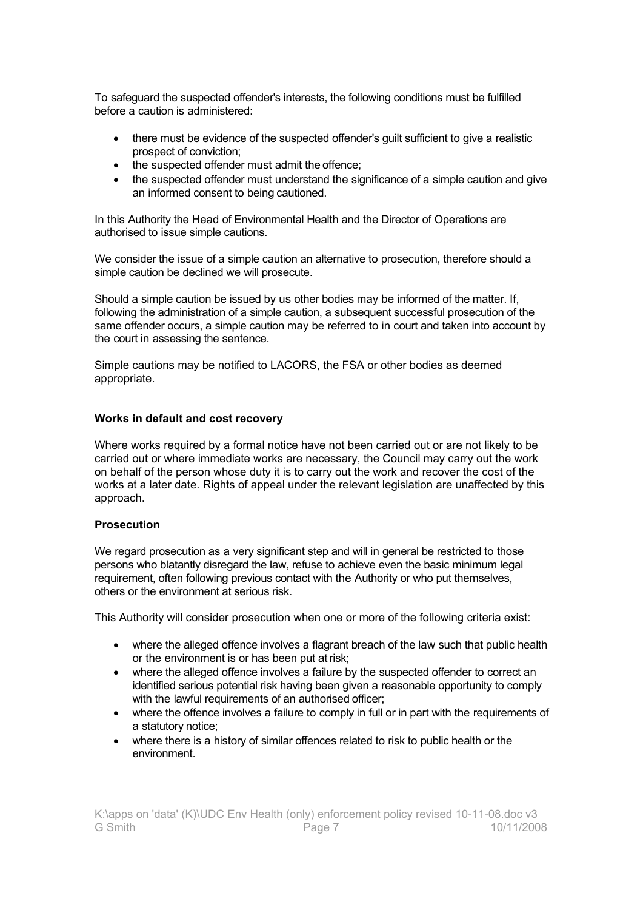To safeguard the suspected offender's interests, the following conditions must be fulfilled before a caution is administered:

- there must be evidence of the suspected offender's guilt sufficient to give a realistic prospect of conviction;
- the suspected offender must admit the offence;
- the suspected offender must understand the significance of a simple caution and give an informed consent to being cautioned.

In this Authority the Head of Environmental Health and the Director of Operations are authorised to issue simple cautions.

We consider the issue of a simple caution an alternative to prosecution, therefore should a simple caution be declined we will prosecute.

Should a simple caution be issued by us other bodies may be informed of the matter. If, following the administration of a simple caution, a subsequent successful prosecution of the same offender occurs, a simple caution may be referred to in court and taken into account by the court in assessing the sentence.

Simple cautions may be notified to LACORS, the FSA or other bodies as deemed appropriate.

**Works in default and cost recovery**

Where works required by a formal notice have not been carried out or are not likely to be carried out or where immediate works are necessary, the Council may carry out the work on behalf of the person whose duty it is to carry out the work and recover the cost of the works at a later date. Rights of appeal under the relevant legislation are unaffected by this approach.

**Prosecution**

We regard prosecution as a very significant step and will in general be restricted to those persons who blatantly disregard the law, refuse to achieve even the basic minimum legal requirement, often following previous contact with the Authority or who put themselves, others or the environment at serious risk.

This Authority will consider prosecution when one or more of the following criteria exist:

- where the alleged offence involves a flagrant breach of the law such that public health or the environment is or has been put at risk;
- where the alleged offence involves a failure by the suspected offender to correct an identified serious potential risk having been given a reasonable opportunity to comply with the lawful requirements of an authorised officer;
- where the offence involves a failure to comply in full or in part with the requirements of a statutory notice;
- where there is a history of similar offences related to risk to public health or the environment.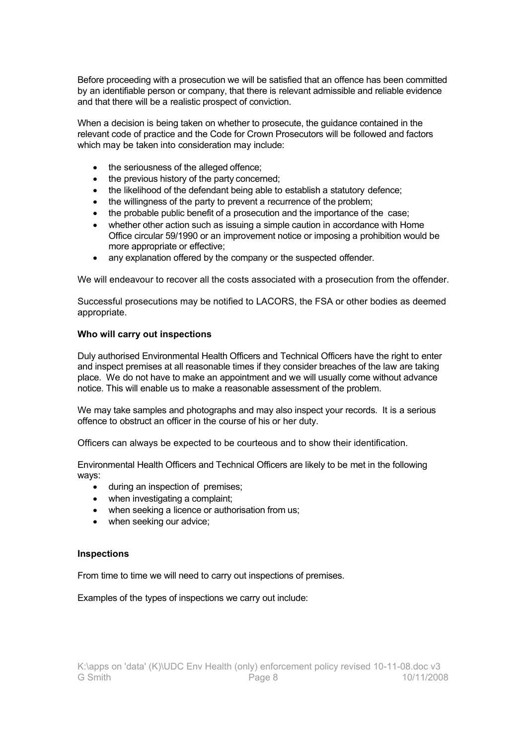Before proceeding with a prosecution we will be satisfied that an offence has been committed by an identifiable person or company, that there is relevant admissible and reliable evidence and that there will be a realistic prospect of conviction.

When a decision is being taken on whether to prosecute, the guidance contained in the relevant code of practice and the Code for Crown Prosecutors will be followed and factors which may be taken into consideration may include:

- the seriousness of the alleged offence;
- the previous history of the party concerned;
- the likelihood of the defendant being able to establish a statutory defence;
- the willingness of the party to prevent a recurrence of the problem;
- the probable public benefit of a prosecution and the importance of the case;
- whether other action such as issuing a simple caution in accordance with Home Office circular 59/1990 or an improvement notice or imposing a prohibition would be more appropriate or effective;
- any explanation offered by the company or the suspected offender.

We will endeavour to recover all the costs associated with a prosecution from the offender.

Successful prosecutions may be notified to LACORS, the FSA or other bodies as deemed appropriate.

**Who will carry out inspections**

Duly authorised Environmental Health Officers and Technical Officers have the right to enter and inspect premises at all reasonable times if they consider breaches of the law are taking place. We do not have to make an appointment and we will usually come without advance notice. This will enable us to make a reasonable assessment of the problem.

We may take samples and photographs and may also inspect your records. It is a serious offence to obstruct an officer in the course of his or her duty.

Officers can always be expected to be courteous and to show their identification.

Environmental Health Officers and Technical Officers are likely to be met in the following ways:

- during an inspection of premises;
- when investigating a complaint;
- when seeking a licence or authorisation from us;
- when seeking our advice;

**Inspections**

From time to time we will need to carry out inspections of premises.

Examples of the types of inspections we carry out include: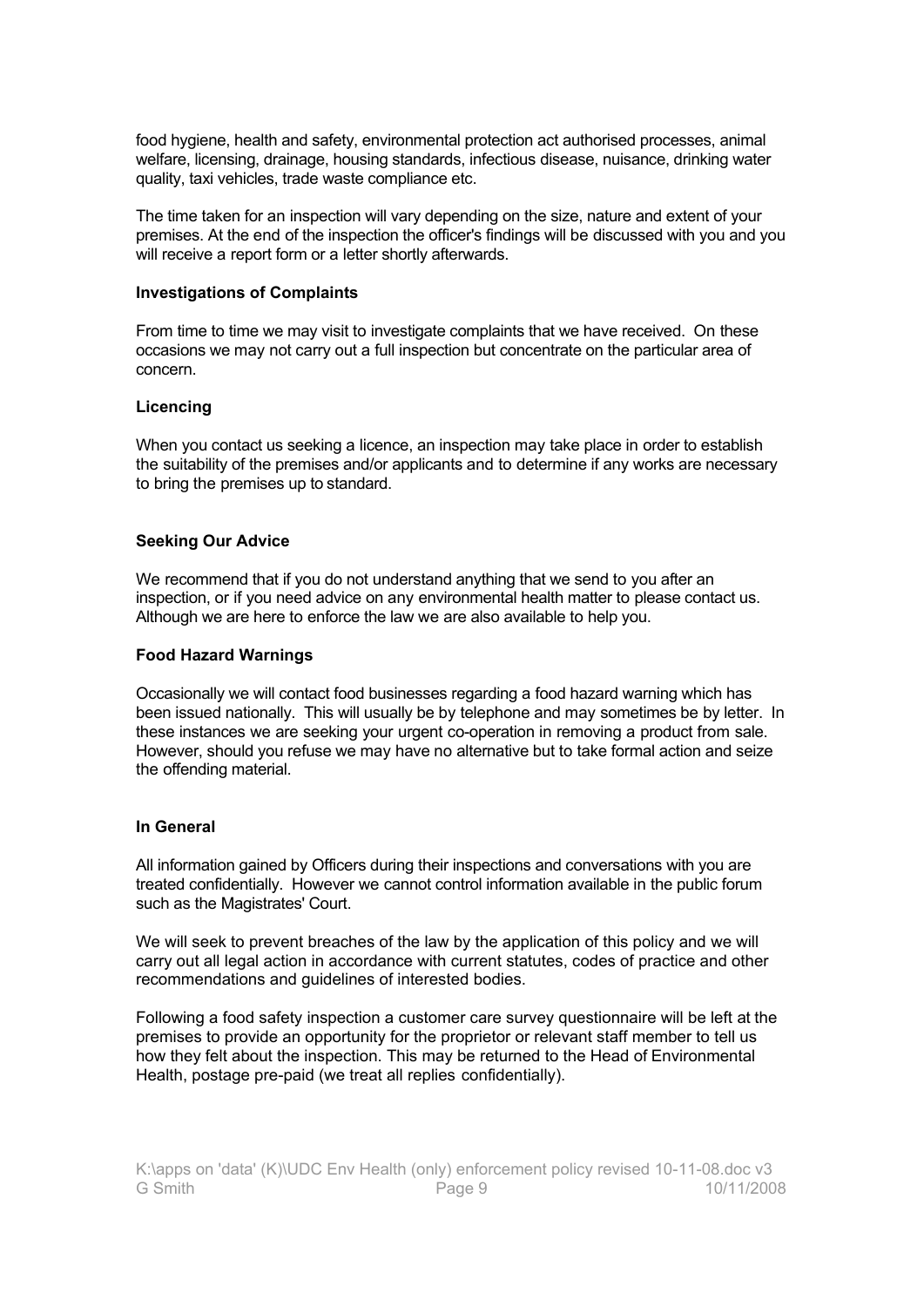food hygiene, health and safety, environmental protection act authorised processes, animal welfare, licensing, drainage, housing standards, infectious disease, nuisance, drinking water quality, taxi vehicles, trade waste compliance etc.

The time taken for an inspection will vary depending on the size, nature and extent of your premises. At the end of the inspection the officer's findings will be discussed with you and you will receive a report form or a letter shortly afterwards.

**Investigations of Complaints**

From time to time we may visit to investigate complaints that we have received. On these occasions we may not carry out a full inspection but concentrate on the particular area of concern.

**Licencing**

When you contact us seeking a licence, an inspection may take place in order to establish the suitability of the premises and/or applicants and to determine if any works are necessary to bring the premises up to standard.

**Seeking Our Advice**

We recommend that if you do not understand anything that we send to you after an inspection, or if you need advice on any environmental health matter to please contact us. Although we are here to enforce the law we are also available to help you.

**Food Hazard Warnings**

Occasionally we will contact food businesses regarding a food hazard warning which has been issued nationally. This will usually be by telephone and may sometimes be by letter. In these instances we are seeking your urgent co-operation in removing a product from sale. However, should you refuse we may have no alternative but to take formal action and seize the offending material.

**In General**

All information gained by Officers during their inspections and conversations with you are treated confidentially. However we cannot control information available in the public forum such as the Magistrates' Court.

We will seek to prevent breaches of the law by the application of this policy and we will carry out all legal action in accordance with current statutes, codes of practice and other recommendations and guidelines of interested bodies.

Following a food safety inspection a customer care survey questionnaire will be left at the premises to provide an opportunity for the proprietor or relevant staff member to tell us how they felt about the inspection. This may be returned to the Head of Environmental Health, postage pre-paid (we treat all replies confidentially).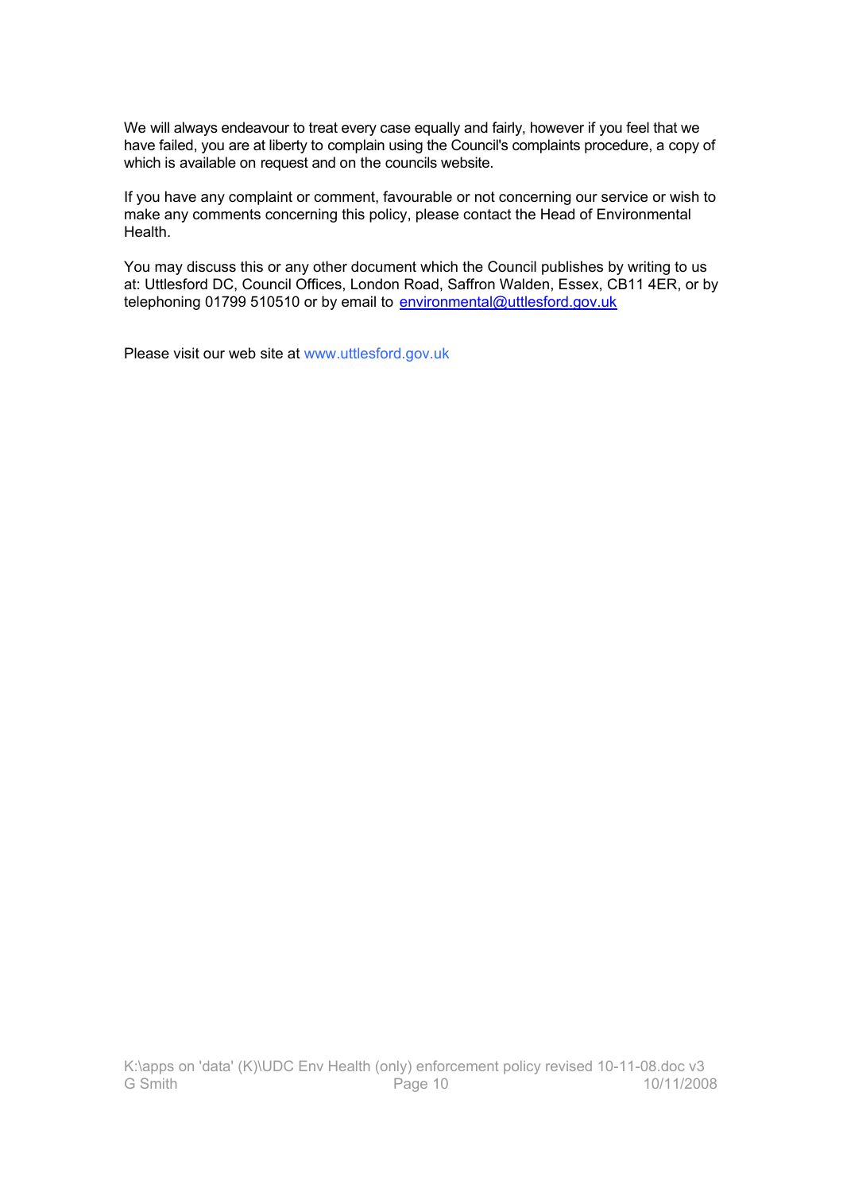We will always endeavour to treat every case equally and fairly, however if you feel that we have failed, you are at liberty to complain using the Council's complaints procedure, a copy of which is available on request and on the councils website.

If you have any complaint or comment, favourable or not concerning our service or wish to make any comments concerning this policy, please contact the Head of Environmental Health.

You may discuss this or any other document which the Council publishes by writing to us at: Uttlesford DC, Council Offices, London Road, Saffron Walden, Essex, CB11 4ER, or by telephoning 01799 510510 or by email to environmental@uttlesford.gov.uk

Please visit our web site at www.uttlesford.gov.uk